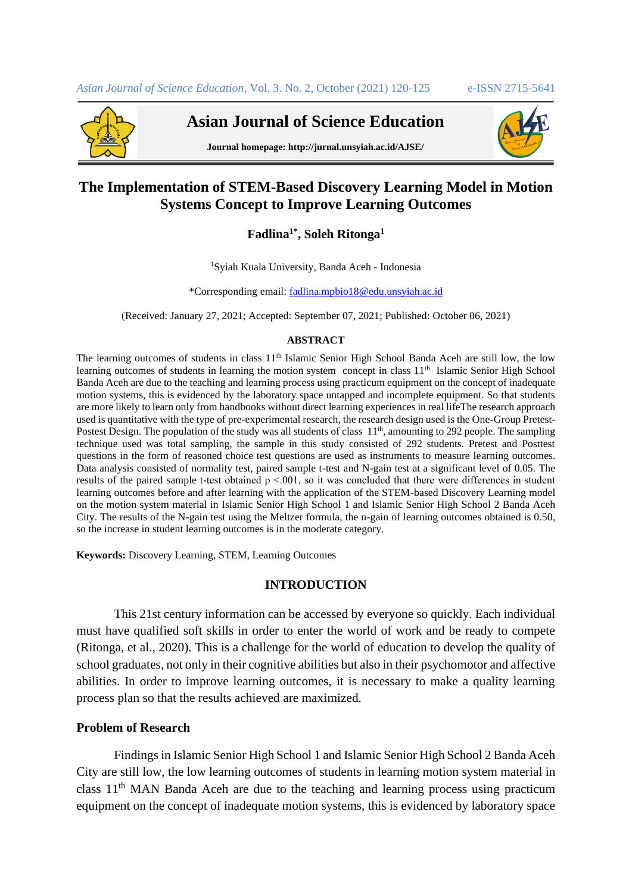# The Implementation of STEM-Based Discovery Learning Model in Motion Systems Concept to Improve Learning Outcomes

**Fadlina[1*], Soleh Ritonga[1]**

[1]Syiah Kuala University, Banda Aceh - Indonesia

*Corresponding email: fadlina.mpbio18@edu.unsyiah.ac.id

(Received: January 27, 2021; Accepted: September 07, 2021; Published: October 06, 2021)

## ABSTRACT

The learning outcomes of students in class 11th Islamic Senior High School Banda Aceh are still low, the low learning outcomes of students in learning the motion system concept in class 11th Islamic Senior High School Banda Aceh are due to the teaching and learning process using practicum equipment on the concept of inadequate motion systems, this is evidenced by the laboratory space untapped and incomplete equipment. So that students are more likely to learn only from handbooks without direct learning experiences in real lifeThe research approach used is quantitative with the type of pre-experimental research, the research design used is the One-Group Pretest-Postest Design. The population of the study was all students of class 11th, amounting to 292 people. The sampling technique used was total sampling, the sample in this study consisted of 292 students. Pretest and Posttest questions in the form of reasoned choice test questions are used as instruments to measure learning outcomes. Data analysis consisted of normality test, paired sample t-test and N-gain test at a significant level of 0.05. The results of the paired sample t-test obtained ρ <.001, so it was concluded that there were differences in student learning outcomes before and after learning with the application of the STEM-based Discovery Learning model on the motion system material in Islamic Senior High School 1 and Islamic Senior High School 2 Banda Aceh City. The results of the N-gain test using the Meltzer formula, the n-gain of learning outcomes obtained is 0.50, so the increase in student learning outcomes is in the moderate category.

**Keywords:** Discovery Learning, STEM, Learning Outcomes

## INTRODUCTION

This 21st century information can be accessed by everyone so quickly. Each individual must have qualified soft skills in order to enter the world of work and be ready to compete (Ritonga, et al., 2020). This is a challenge for the world of education to develop the quality of school graduates, not only in their cognitive abilities but also in their psychomotor and affective abilities. In order to improve learning outcomes, it is necessary to make a quality learning process plan so that the results achieved are maximized.

### Problem of Research

Findings in Islamic Senior High School 1 and Islamic Senior High School 2 Banda Aceh City are still low, the low learning outcomes of students in learning motion system material in class 11th MAN Banda Aceh are due to the teaching and learning process using practicum equipment on the concept of inadequate motion systems, this is evidenced by laboratory space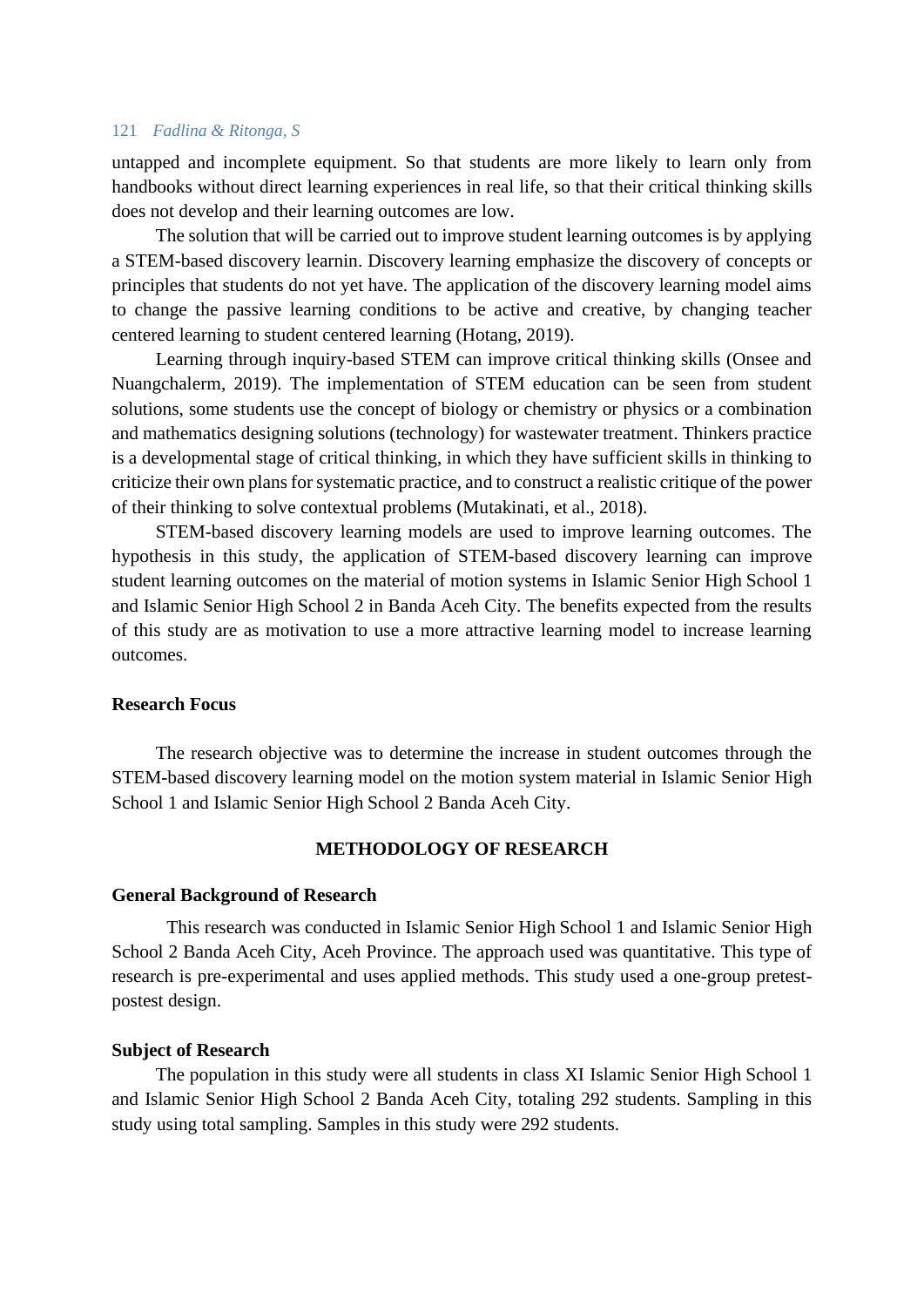untapped and incomplete equipment. So that students are more likely to learn only from handbooks without direct learning experiences in real life, so that their critical thinking skills does not develop and their learning outcomes are low.

The solution that will be carried out to improve student learning outcomes is by applying a STEM-based discovery learnin. Discovery learning emphasize the discovery of concepts or principles that students do not yet have. The application of the discovery learning model aims to change the passive learning conditions to be active and creative, by changing teacher centered learning to student centered learning (Hotang, 2019).

Learning through inquiry-based STEM can improve critical thinking skills (Onsee and Nuangchalerm, 2019). The implementation of STEM education can be seen from student solutions, some students use the concept of biology or chemistry or physics or a combination and mathematics designing solutions (technology) for wastewater treatment. Thinkers practice is a developmental stage of critical thinking, in which they have sufficient skills in thinking to criticize their own plans for systematic practice, and to construct a realistic critique of the power of their thinking to solve contextual problems (Mutakinati, et al., 2018).

STEM-based discovery learning models are used to improve learning outcomes. The hypothesis in this study, the application of STEM-based discovery learning can improve student learning outcomes on the material of motion systems in Islamic Senior High School 1 and Islamic Senior High School 2 in Banda Aceh City. The benefits expected from the results of this study are as motivation to use a more attractive learning model to increase learning outcomes.

### Research Focus

The research objective was to determine the increase in student outcomes through the STEM-based discovery learning model on the motion system material in Islamic Senior High School 1 and Islamic Senior High School 2 Banda Aceh City.

## METHODOLOGY OF RESEARCH

### General Background of Research

This research was conducted in Islamic Senior High School 1 and Islamic Senior High School 2 Banda Aceh City, Aceh Province. The approach used was quantitative. This type of research is pre-experimental and uses applied methods. This study used a one-group pretest-postest design.

### Subject of Research

The population in this study were all students in class XI Islamic Senior High School 1 and Islamic Senior High School 2 Banda Aceh City, totaling 292 students. Sampling in this study using total sampling. Samples in this study were 292 students.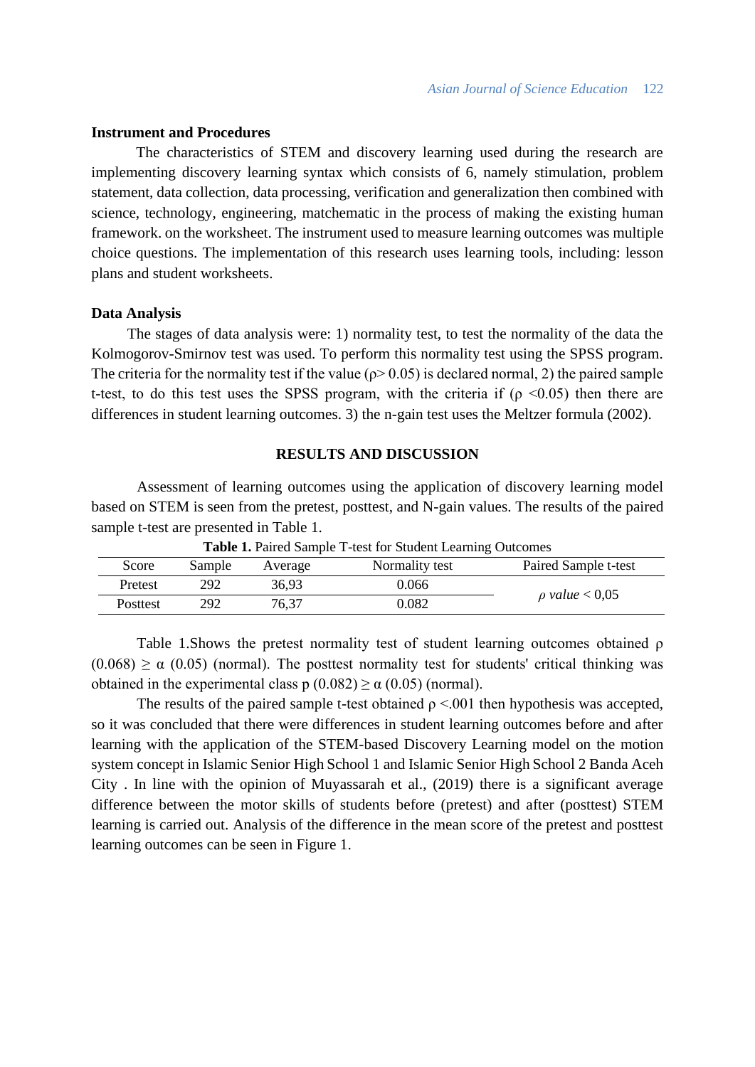### Instrument and Procedures

The characteristics of STEM and discovery learning used during the research are implementing discovery learning syntax which consists of 6, namely stimulation, problem statement, data collection, data processing, verification and generalization then combined with science, technology, engineering, matchematic in the process of making the existing human framework. on the worksheet. The instrument used to measure learning outcomes was multiple choice questions. The implementation of this research uses learning tools, including: lesson plans and student worksheets.

### Data Analysis

The stages of data analysis were: 1) normality test, to test the normality of the data the Kolmogorov-Smirnov test was used. To perform this normality test using the SPSS program. The criteria for the normality test if the value ($\rho > 0.05$) is declared normal, 2) the paired sample t-test, to do this test uses the SPSS program, with the criteria if ($\rho < 0.05$) then there are differences in student learning outcomes. 3) the n-gain test uses the Meltzer formula (2002).

## RESULTS AND DISCUSSION

Assessment of learning outcomes using the application of discovery learning model based on STEM is seen from the pretest, posttest, and N-gain values. The results of the paired sample t-test are presented in Table 1.

**Table 1.** Paired Sample T-test for Student Learning Outcomes

| Score | Sample | Average | Normality test | Paired Sample t-test |
|---|---|---|---|---|
| Pretest | 292 | 36,93 | 0.066 | *ρ value* < 0,05 |
| Posttest | 292 | 76,37 | 0.082 | |

Table 1.Shows the pretest normality test of student learning outcomes obtained $\rho$ $(0.068) \geq \alpha$ (0.05) (normal). The posttest normality test for students' critical thinking was obtained in the experimental class p $(0.082) \geq \alpha$ (0.05) (normal).

The results of the paired sample t-test obtained $\rho < .001$ then hypothesis was accepted, so it was concluded that there were differences in student learning outcomes before and after learning with the application of the STEM-based Discovery Learning model on the motion system concept in Islamic Senior High School 1 and Islamic Senior High School 2 Banda Aceh City . In line with the opinion of Muyassarah et al., (2019) there is a significant average difference between the motor skills of students before (pretest) and after (posttest) STEM learning is carried out. Analysis of the difference in the mean score of the pretest and posttest learning outcomes can be seen in Figure 1.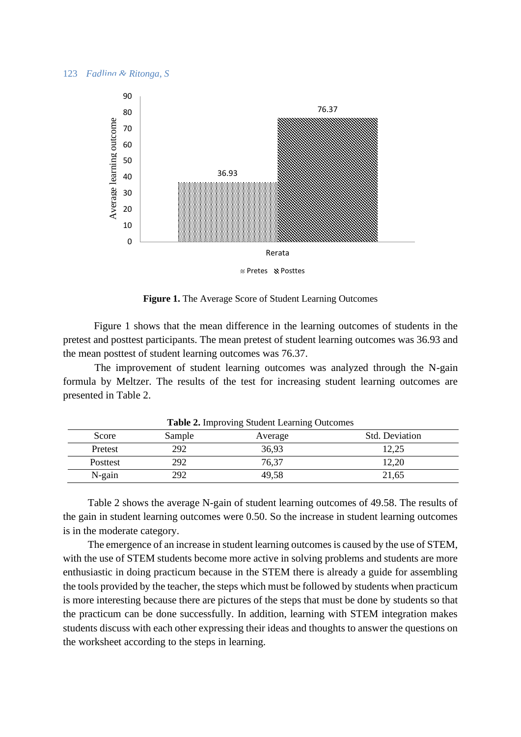**Figure 1.** The Average Score of Student Learning Outcomes

Figure 1 shows that the mean difference in the learning outcomes of students in the pretest and posttest participants. The mean pretest of student learning outcomes was 36.93 and the mean posttest of student learning outcomes was 76.37.

The improvement of student learning outcomes was analyzed through the N-gain formula by Meltzer. The results of the test for increasing student learning outcomes are presented in Table 2.

**Table 2.** Improving Student Learning Outcomes

| Score | Sample | Average | Std. Deviation |
|---|---|---|---|
| Pretest | 292 | 36,93 | 12,25 |
| Posttest | 292 | 76,37 | 12,20 |
| N-gain | 292 | 49,58 | 21,65 |

Table 2 shows the average N-gain of student learning outcomes of 49.58. The results of the gain in student learning outcomes were 0.50. So the increase in student learning outcomes is in the moderate category.

The emergence of an increase in student learning outcomes is caused by the use of STEM, with the use of STEM students become more active in solving problems and students are more enthusiastic in doing practicum because in the STEM there is already a guide for assembling the tools provided by the teacher, the steps which must be followed by students when practicum is more interesting because there are pictures of the steps that must be done by students so that the practicum can be done successfully. In addition, learning with STEM integration makes students discuss with each other expressing their ideas and thoughts to answer the questions on the worksheet according to the steps in learning.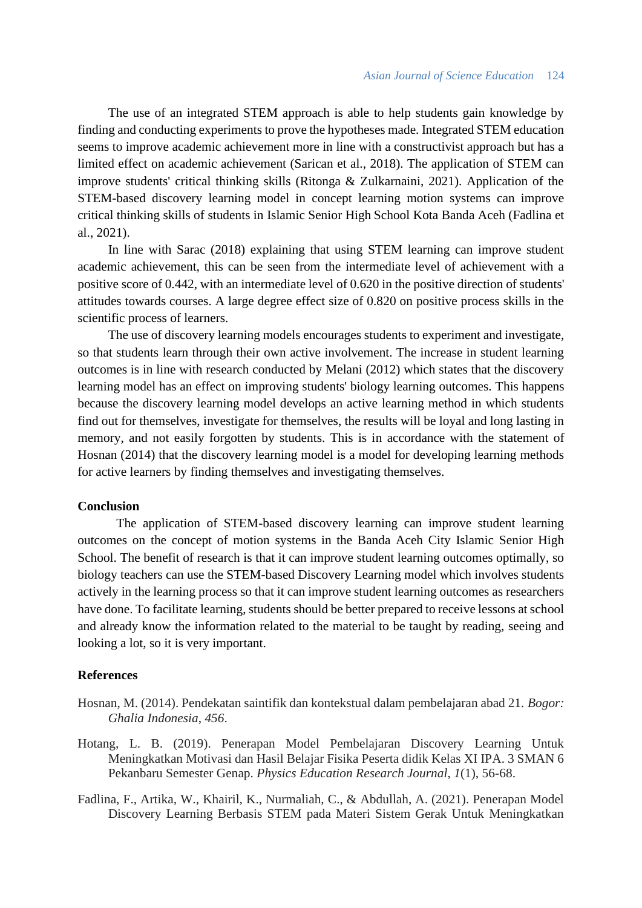The use of an integrated STEM approach is able to help students gain knowledge by finding and conducting experiments to prove the hypotheses made. Integrated STEM education seems to improve academic achievement more in line with a constructivist approach but has a limited effect on academic achievement (Sarican et al., 2018). The application of STEM can improve students' critical thinking skills (Ritonga & Zulkarnaini, 2021). Application of the STEM-based discovery learning model in concept learning motion systems can improve critical thinking skills of students in Islamic Senior High School Kota Banda Aceh (Fadlina et al., 2021).

In line with Sarac (2018) explaining that using STEM learning can improve student academic achievement, this can be seen from the intermediate level of achievement with a positive score of 0.442, with an intermediate level of 0.620 in the positive direction of students' attitudes towards courses. A large degree effect size of 0.820 on positive process skills in the scientific process of learners.

The use of discovery learning models encourages students to experiment and investigate, so that students learn through their own active involvement. The increase in student learning outcomes is in line with research conducted by Melani (2012) which states that the discovery learning model has an effect on improving students' biology learning outcomes. This happens because the discovery learning model develops an active learning method in which students find out for themselves, investigate for themselves, the results will be loyal and long lasting in memory, and not easily forgotten by students. This is in accordance with the statement of Hosnan (2014) that the discovery learning model is a model for developing learning methods for active learners by finding themselves and investigating themselves.

## Conclusion

The application of STEM-based discovery learning can improve student learning outcomes on the concept of motion systems in the Banda Aceh City Islamic Senior High School. The benefit of research is that it can improve student learning outcomes optimally, so biology teachers can use the STEM-based Discovery Learning model which involves students actively in the learning process so that it can improve student learning outcomes as researchers have done. To facilitate learning, students should be better prepared to receive lessons at school and already know the information related to the material to be taught by reading, seeing and looking a lot, so it is very important.

## References

Hosnan, M. (2014). Pendekatan saintifik dan kontekstual dalam pembelajaran abad 21. *Bogor: Ghalia Indonesia*, *456*.

Hotang, L. B. (2019). Penerapan Model Pembelajaran Discovery Learning Untuk Meningkatkan Motivasi dan Hasil Belajar Fisika Peserta didik Kelas XI IPA. 3 SMAN 6 Pekanbaru Semester Genap. *Physics Education Research Journal*, *1*(1), 56-68.

Fadlina, F., Artika, W., Khairil, K., Nurmaliah, C., & Abdullah, A. (2021). Penerapan Model Discovery Learning Berbasis STEM pada Materi Sistem Gerak Untuk Meningkatkan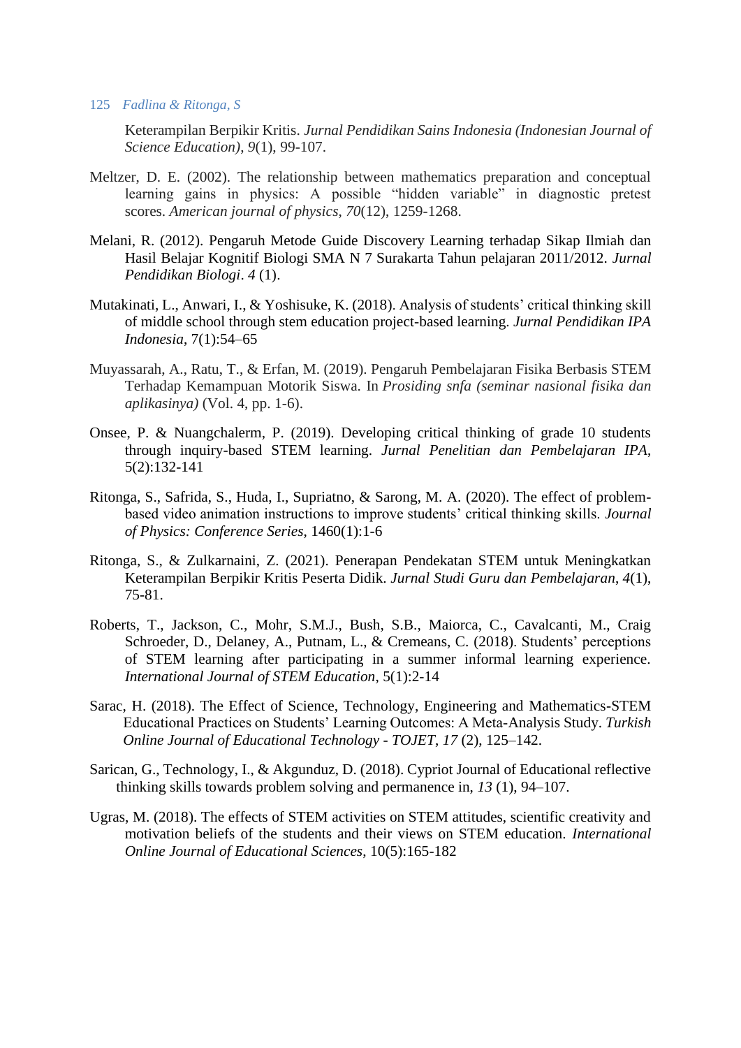Keterampilan Berpikir Kritis. *Jurnal Pendidikan Sains Indonesia (Indonesian Journal of Science Education)*, *9*(1), 99-107.

Meltzer, D. E. (2002). The relationship between mathematics preparation and conceptual learning gains in physics: A possible "hidden variable" in diagnostic pretest scores. *American journal of physics*, *70*(12), 1259-1268.

Melani, R. (2012). Pengaruh Metode Guide Discovery Learning terhadap Sikap Ilmiah dan Hasil Belajar Kognitif Biologi SMA N 7 Surakarta Tahun pelajaran 2011/2012. *Jurnal Pendidikan Biologi*. *4* (1).

Mutakinati, L., Anwari, I., & Yoshisuke, K. (2018). Analysis of students' critical thinking skill of middle school through stem education project-based learning. *Jurnal Pendidikan IPA Indonesia*, 7(1):54–65

Muyassarah, A., Ratu, T., & Erfan, M. (2019). Pengaruh Pembelajaran Fisika Berbasis STEM Terhadap Kemampuan Motorik Siswa. In *Prosiding snfa (seminar nasional fisika dan aplikasinya)* (Vol. 4, pp. 1-6).

Onsee, P. & Nuangchalerm, P. (2019). Developing critical thinking of grade 10 students through inquiry-based STEM learning. *Jurnal Penelitian dan Pembelajaran IPA*, 5(2):132-141

Ritonga, S., Safrida, S., Huda, I., Supriatno, & Sarong, M. A. (2020). The effect of problem-based video animation instructions to improve students' critical thinking skills. *Journal of Physics: Conference Series*, 1460(1):1-6

Ritonga, S., & Zulkarnaini, Z. (2021). Penerapan Pendekatan STEM untuk Meningkatkan Keterampilan Berpikir Kritis Peserta Didik. *Jurnal Studi Guru dan Pembelajaran*, *4*(1), 75-81.

Roberts, T., Jackson, C., Mohr, S.M.J., Bush, S.B., Maiorca, C., Cavalcanti, M., Craig Schroeder, D., Delaney, A., Putnam, L., & Cremeans, C. (2018). Students' perceptions of STEM learning after participating in a summer informal learning experience. *International Journal of STEM Education*, 5(1):2-14

Sarac, H. (2018). The Effect of Science, Technology, Engineering and Mathematics-STEM Educational Practices on Students' Learning Outcomes: A Meta-Analysis Study. *Turkish Online Journal of Educational Technology - TOJET*, *17* (2), 125–142.

Sarican, G., Technology, I., & Akgunduz, D. (2018). Cypriot Journal of Educational reflective thinking skills towards problem solving and permanence in, *13* (1), 94–107.

Ugras, M. (2018). The effects of STEM activities on STEM attitudes, scientific creativity and motivation beliefs of the students and their views on STEM education. *International Online Journal of Educational Sciences*, 10(5):165-182